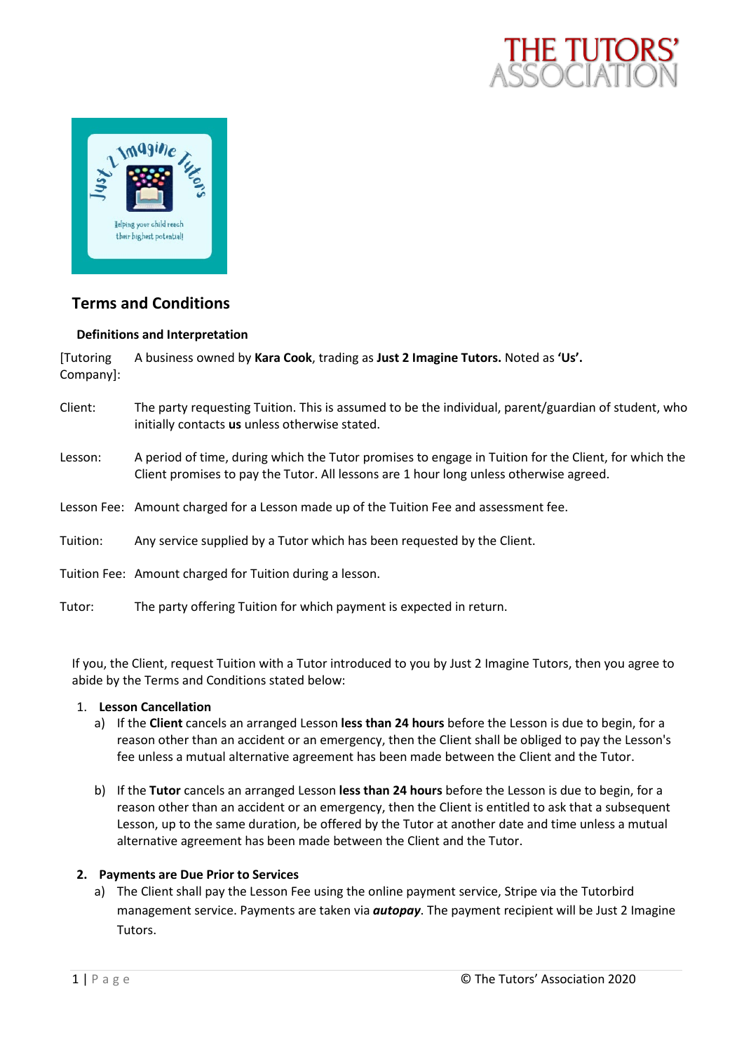## Terms and Conditions

### Definitions and Interpretation

| | |
|---|---|
| [Tutoring Company]: | A business owned by **Kara Cook**, trading as **Just 2 Imagine Tutors.** Noted as **'Us'.** |
| Client: | The party requesting Tuition. This is assumed to be the individual, parent/guardian of student, who initially contacts **us** unless otherwise stated. |
| Lesson: | A period of time, during which the Tutor promises to engage in Tuition for the Client, for which the Client promises to pay the Tutor. All lessons are 1 hour long unless otherwise agreed. |
| Lesson Fee: | Amount charged for a Lesson made up of the Tuition Fee and assessment fee. |
| Tuition: | Any service supplied by a Tutor which has been requested by the Client. |
| Tuition Fee: | Amount charged for Tuition during a lesson. |
| Tutor: | The party offering Tuition for which payment is expected in return. |

If you, the Client, request Tuition with a Tutor introduced to you by Just 2 Imagine Tutors, then you agree to abide by the Terms and Conditions stated below:

1. **Lesson Cancellation**
   a) If the **Client** cancels an arranged Lesson **less than 24 hours** before the Lesson is due to begin, for a reason other than an accident or an emergency, then the Client shall be obliged to pay the Lesson's fee unless a mutual alternative agreement has been made between the Client and the Tutor.

   b) If the **Tutor** cancels an arranged Lesson **less than 24 hours** before the Lesson is due to begin, for a reason other than an accident or an emergency, then the Client is entitled to ask that a subsequent Lesson, up to the same duration, be offered by the Tutor at another date and time unless a mutual alternative agreement has been made between the Client and the Tutor.

2. **Payments are Due Prior to Services**
   a) The Client shall pay the Lesson Fee using the online payment service, Stripe via the Tutorbird management service. Payments are taken via ***autopay***. The payment recipient will be Just 2 Imagine Tutors.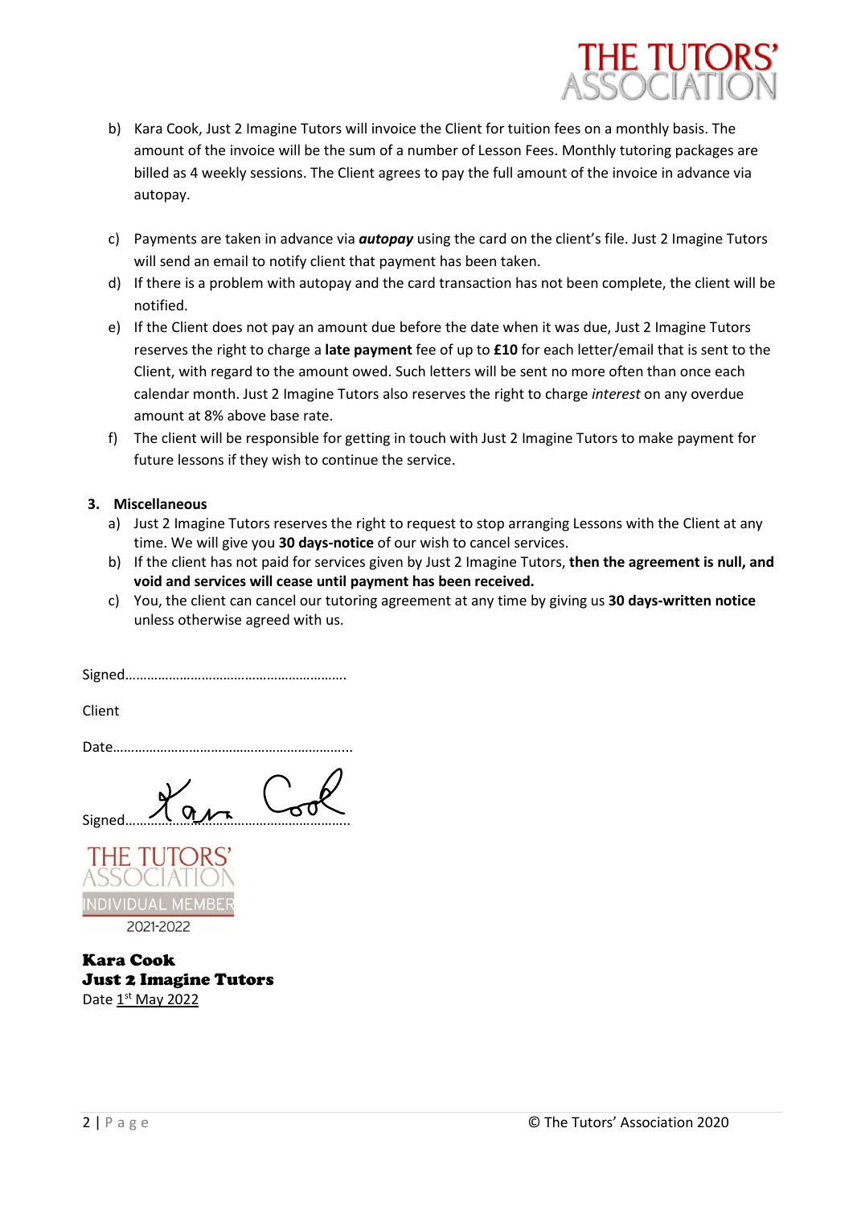b) Kara Cook, Just 2 Imagine Tutors will invoice the Client for tuition fees on a monthly basis. The amount of the invoice will be the sum of a number of Lesson Fees. Monthly tutoring packages are billed as 4 weekly sessions. The Client agrees to pay the full amount of the invoice in advance via autopay.

c) Payments are taken in advance via ***autopay*** using the card on the client's file. Just 2 Imagine Tutors will send an email to notify client that payment has been taken.

d) If there is a problem with autopay and the card transaction has not been complete, the client will be notified.

e) If the Client does not pay an amount due before the date when it was due, Just 2 Imagine Tutors reserves the right to charge a **late payment** fee of up to **£10** for each letter/email that is sent to the Client, with regard to the amount owed. Such letters will be sent no more often than once each calendar month. Just 2 Imagine Tutors also reserves the right to charge *interest* on any overdue amount at 8% above base rate.

f) The client will be responsible for getting in touch with Just 2 Imagine Tutors to make payment for future lessons if they wish to continue the service.

**3. Miscellaneous**

a) Just 2 Imagine Tutors reserves the right to request to stop arranging Lessons with the Client at any time. We will give you **30 days-notice** of our wish to cancel services.

b) If the client has not paid for services given by Just 2 Imagine Tutors, **then the agreement is null, and void and services will cease until payment has been received.**

c) You, the client can cancel our tutoring agreement at any time by giving us **30 days-written notice** unless otherwise agreed with us.

Signed…………………………………………………….

Client

Date………………………………………………………..

Signed……Kara Cook……………………………………………..

THE TUTORS' ASSOCIATION INDIVIDUAL MEMBER 2021-2022

**Kara Cook**
**Just 2 Imagine Tutors**
Date 1st May 2022